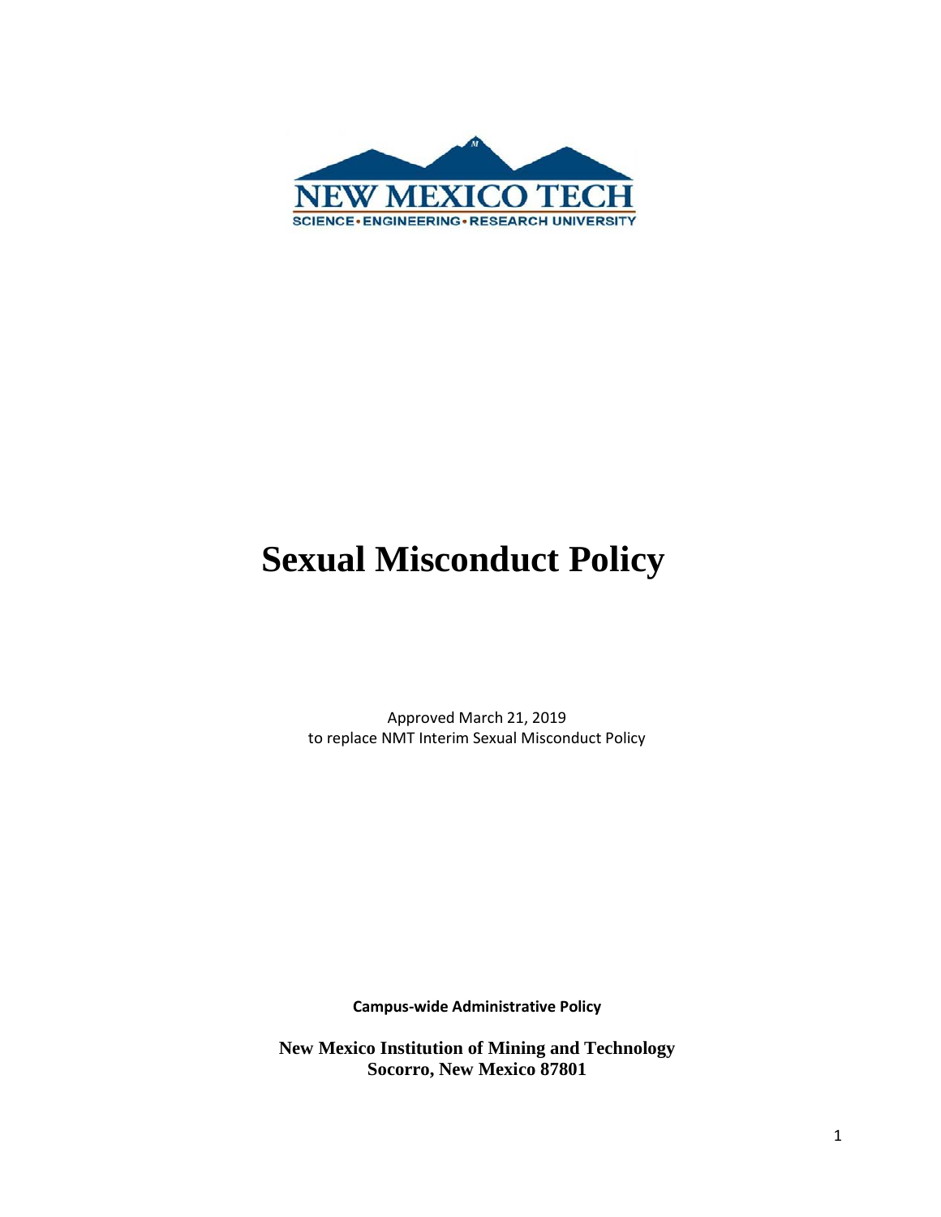NEW MEXICO TECH

SCIENCE • ENGINEERING • RESEARCH UNIVERSITY

# Sexual Misconduct Policy

Approved March 21, 2019
to replace NMT Interim Sexual Misconduct Policy

**Campus-wide Administrative Policy**

**New Mexico Institution of Mining and Technology**
**Socorro, New Mexico 87801**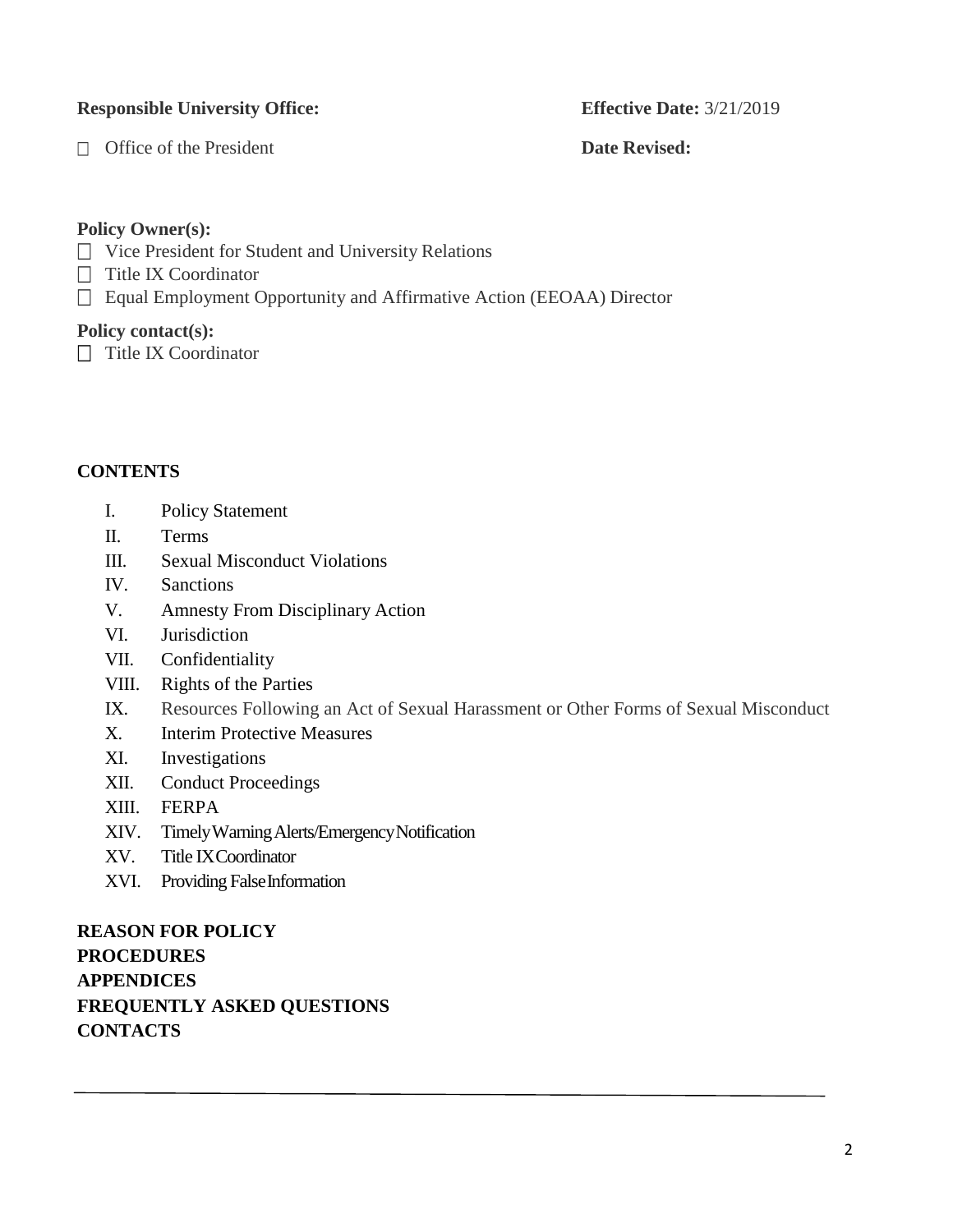**Responsible University Office:**

☐ Office of the President

**Effective Date:** 3/21/2019

**Date Revised:**

**Policy Owner(s):**

☐ Vice President for Student and University Relations
☐ Title IX Coordinator
☐ Equal Employment Opportunity and Affirmative Action (EEOAA) Director

**Policy contact(s):**

☐ Title IX Coordinator

**CONTENTS**

I. Policy Statement
II. Terms
III. Sexual Misconduct Violations
IV. Sanctions
V. Amnesty From Disciplinary Action
VI. Jurisdiction
VII. Confidentiality
VIII. Rights of the Parties
IX. Resources Following an Act of Sexual Harassment or Other Forms of Sexual Misconduct
X. Interim Protective Measures
XI. Investigations
XII. Conduct Proceedings
XIII. FERPA
XIV. Timely Warning Alerts/Emergency Notification
XV. Title IX Coordinator
XVI. Providing False Information

**REASON FOR POLICY**
**PROCEDURES**
**APPENDICES**
**FREQUENTLY ASKED QUESTIONS**
**CONTACTS**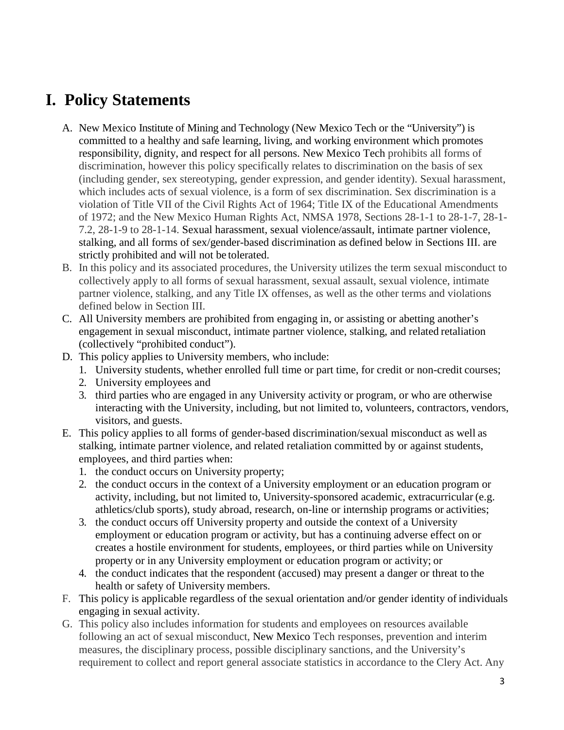# I. Policy Statements

A. New Mexico Institute of Mining and Technology (New Mexico Tech or the "University") is committed to a healthy and safe learning, living, and working environment which promotes responsibility, dignity, and respect for all persons. New Mexico Tech prohibits all forms of discrimination, however this policy specifically relates to discrimination on the basis of sex (including gender, sex stereotyping, gender expression, and gender identity). Sexual harassment, which includes acts of sexual violence, is a form of sex discrimination. Sex discrimination is a violation of Title VII of the Civil Rights Act of 1964; Title IX of the Educational Amendments of 1972; and the New Mexico Human Rights Act, NMSA 1978, Sections 28-1-1 to 28-1-7, 28-1-7.2, 28-1-9 to 28-1-14. Sexual harassment, sexual violence/assault, intimate partner violence, stalking, and all forms of sex/gender-based discrimination as defined below in Sections III. are strictly prohibited and will not be tolerated.

B. In this policy and its associated procedures, the University utilizes the term sexual misconduct to collectively apply to all forms of sexual harassment, sexual assault, sexual violence, intimate partner violence, stalking, and any Title IX offenses, as well as the other terms and violations defined below in Section III.

C. All University members are prohibited from engaging in, or assisting or abetting another's engagement in sexual misconduct, intimate partner violence, stalking, and related retaliation (collectively "prohibited conduct").

D. This policy applies to University members, who include:
   1. University students, whether enrolled full time or part time, for credit or non-credit courses;
   2. University employees and
   3. third parties who are engaged in any University activity or program, or who are otherwise interacting with the University, including, but not limited to, volunteers, contractors, vendors, visitors, and guests.

E. This policy applies to all forms of gender-based discrimination/sexual misconduct as well as stalking, intimate partner violence, and related retaliation committed by or against students, employees, and third parties when:
   1. the conduct occurs on University property;
   2. the conduct occurs in the context of a University employment or an education program or activity, including, but not limited to, University-sponsored academic, extracurricular (e.g. athletics/club sports), study abroad, research, on-line or internship programs or activities;
   3. the conduct occurs off University property and outside the context of a University employment or education program or activity, but has a continuing adverse effect on or creates a hostile environment for students, employees, or third parties while on University property or in any University employment or education program or activity; or
   4. the conduct indicates that the respondent (accused) may present a danger or threat to the health or safety of University members.

F. This policy is applicable regardless of the sexual orientation and/or gender identity of individuals engaging in sexual activity.

G. This policy also includes information for students and employees on resources available following an act of sexual misconduct, New Mexico Tech responses, prevention and interim measures, the disciplinary process, possible disciplinary sanctions, and the University's requirement to collect and report general associate statistics in accordance to the Clery Act. Any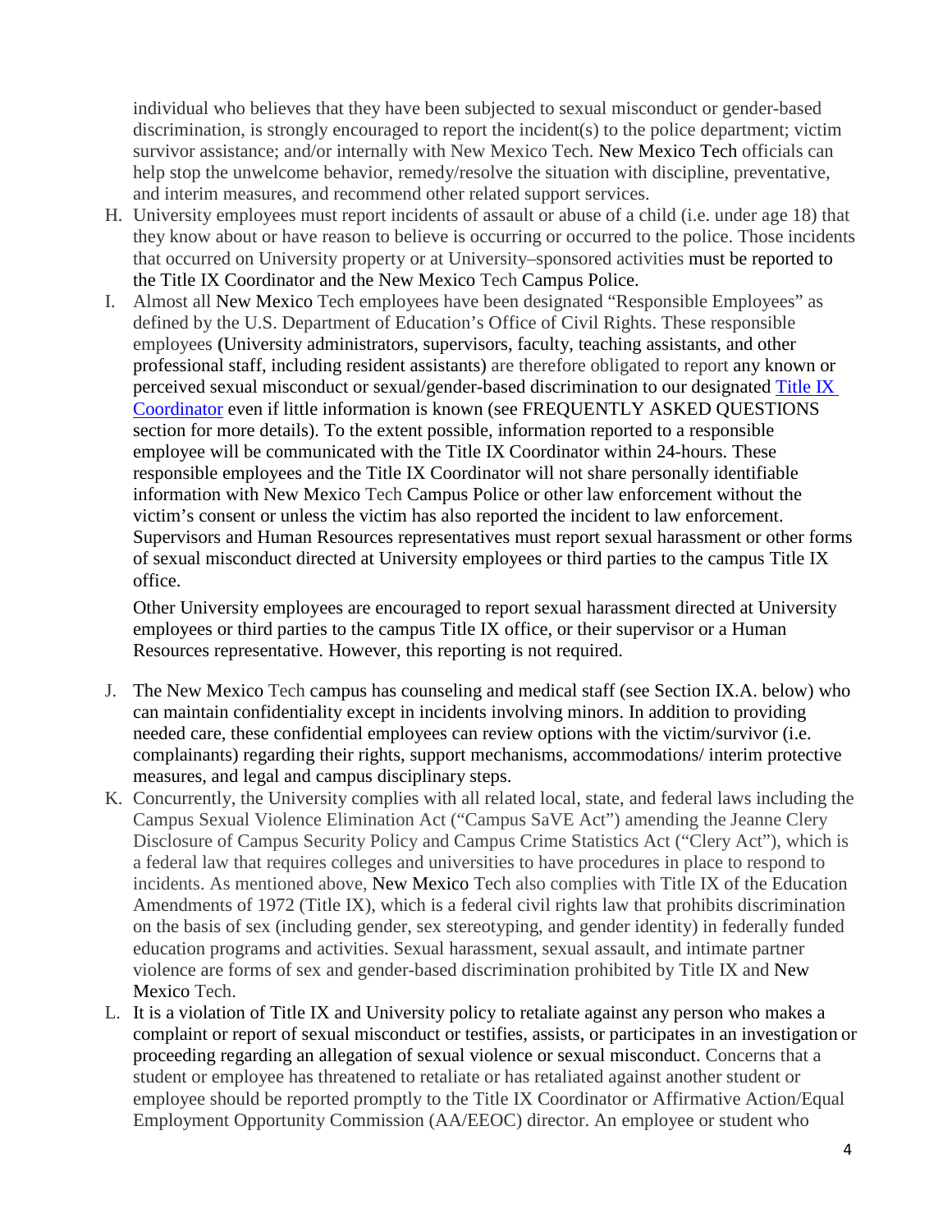individual who believes that they have been subjected to sexual misconduct or gender-based discrimination, is strongly encouraged to report the incident(s) to the police department; victim survivor assistance; and/or internally with New Mexico Tech. New Mexico Tech officials can help stop the unwelcome behavior, remedy/resolve the situation with discipline, preventative, and interim measures, and recommend other related support services.

H. University employees must report incidents of assault or abuse of a child (i.e. under age 18) that they know about or have reason to believe is occurring or occurred to the police. Those incidents that occurred on University property or at University–sponsored activities must be reported to the Title IX Coordinator and the New Mexico Tech Campus Police.

I. Almost all New Mexico Tech employees have been designated "Responsible Employees" as defined by the U.S. Department of Education's Office of Civil Rights. These responsible employees (University administrators, supervisors, faculty, teaching assistants, and other professional staff, including resident assistants) are therefore obligated to report any known or perceived sexual misconduct or sexual/gender-based discrimination to our designated Title IX Coordinator even if little information is known (see FREQUENTLY ASKED QUESTIONS section for more details). To the extent possible, information reported to a responsible employee will be communicated with the Title IX Coordinator within 24-hours. These responsible employees and the Title IX Coordinator will not share personally identifiable information with New Mexico Tech Campus Police or other law enforcement without the victim's consent or unless the victim has also reported the incident to law enforcement. Supervisors and Human Resources representatives must report sexual harassment or other forms of sexual misconduct directed at University employees or third parties to the campus Title IX office.

   Other University employees are encouraged to report sexual harassment directed at University employees or third parties to the campus Title IX office, or their supervisor or a Human Resources representative. However, this reporting is not required.

J. The New Mexico Tech campus has counseling and medical staff (see Section IX.A. below) who can maintain confidentiality except in incidents involving minors. In addition to providing needed care, these confidential employees can review options with the victim/survivor (i.e. complainants) regarding their rights, support mechanisms, accommodations/ interim protective measures, and legal and campus disciplinary steps.

K. Concurrently, the University complies with all related local, state, and federal laws including the Campus Sexual Violence Elimination Act ("Campus SaVE Act") amending the Jeanne Clery Disclosure of Campus Security Policy and Campus Crime Statistics Act ("Clery Act"), which is a federal law that requires colleges and universities to have procedures in place to respond to incidents. As mentioned above, New Mexico Tech also complies with Title IX of the Education Amendments of 1972 (Title IX), which is a federal civil rights law that prohibits discrimination on the basis of sex (including gender, sex stereotyping, and gender identity) in federally funded education programs and activities. Sexual harassment, sexual assault, and intimate partner violence are forms of sex and gender-based discrimination prohibited by Title IX and New Mexico Tech.

L. It is a violation of Title IX and University policy to retaliate against any person who makes a complaint or report of sexual misconduct or testifies, assists, or participates in an investigation or proceeding regarding an allegation of sexual violence or sexual misconduct. Concerns that a student or employee has threatened to retaliate or has retaliated against another student or employee should be reported promptly to the Title IX Coordinator or Affirmative Action/Equal Employment Opportunity Commission (AA/EEOC) director. An employee or student who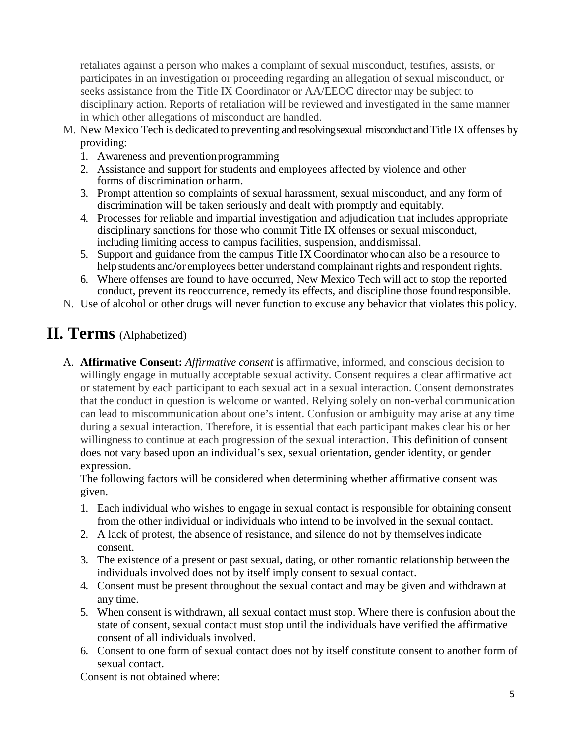retaliates against a person who makes a complaint of sexual misconduct, testifies, assists, or participates in an investigation or proceeding regarding an allegation of sexual misconduct, or seeks assistance from the Title IX Coordinator or AA/EEOC director may be subject to disciplinary action. Reports of retaliation will be reviewed and investigated in the same manner in which other allegations of misconduct are handled.

M. New Mexico Tech is dedicated to preventing and resolving sexual misconduct and Title IX offenses by providing:
   1. Awareness and prevention programming
   2. Assistance and support for students and employees affected by violence and other forms of discrimination or harm.
   3. Prompt attention so complaints of sexual harassment, sexual misconduct, and any form of discrimination will be taken seriously and dealt with promptly and equitably.
   4. Processes for reliable and impartial investigation and adjudication that includes appropriate disciplinary sanctions for those who commit Title IX offenses or sexual misconduct, including limiting access to campus facilities, suspension, and dismissal.
   5. Support and guidance from the campus Title IX Coordinator who can also be a resource to help students and/or employees better understand complainant rights and respondent rights.
   6. Where offenses are found to have occurred, New Mexico Tech will act to stop the reported conduct, prevent its reoccurrence, remedy its effects, and discipline those found responsible.

N. Use of alcohol or other drugs will never function to excuse any behavior that violates this policy.

# II. Terms (Alphabetized)

A. **Affirmative Consent:** *Affirmative consent* is affirmative, informed, and conscious decision to willingly engage in mutually acceptable sexual activity. Consent requires a clear affirmative act or statement by each participant to each sexual act in a sexual interaction. Consent demonstrates that the conduct in question is welcome or wanted. Relying solely on non-verbal communication can lead to miscommunication about one's intent. Confusion or ambiguity may arise at any time during a sexual interaction. Therefore, it is essential that each participant makes clear his or her willingness to continue at each progression of the sexual interaction. This definition of consent does not vary based upon an individual's sex, sexual orientation, gender identity, or gender expression.

   The following factors will be considered when determining whether affirmative consent was given.

   1. Each individual who wishes to engage in sexual contact is responsible for obtaining consent from the other individual or individuals who intend to be involved in the sexual contact.
   2. A lack of protest, the absence of resistance, and silence do not by themselves indicate consent.
   3. The existence of a present or past sexual, dating, or other romantic relationship between the individuals involved does not by itself imply consent to sexual contact.
   4. Consent must be present throughout the sexual contact and may be given and withdrawn at any time.
   5. When consent is withdrawn, all sexual contact must stop. Where there is confusion about the state of consent, sexual contact must stop until the individuals have verified the affirmative consent of all individuals involved.
   6. Consent to one form of sexual contact does not by itself constitute consent to another form of sexual contact.

   Consent is not obtained where: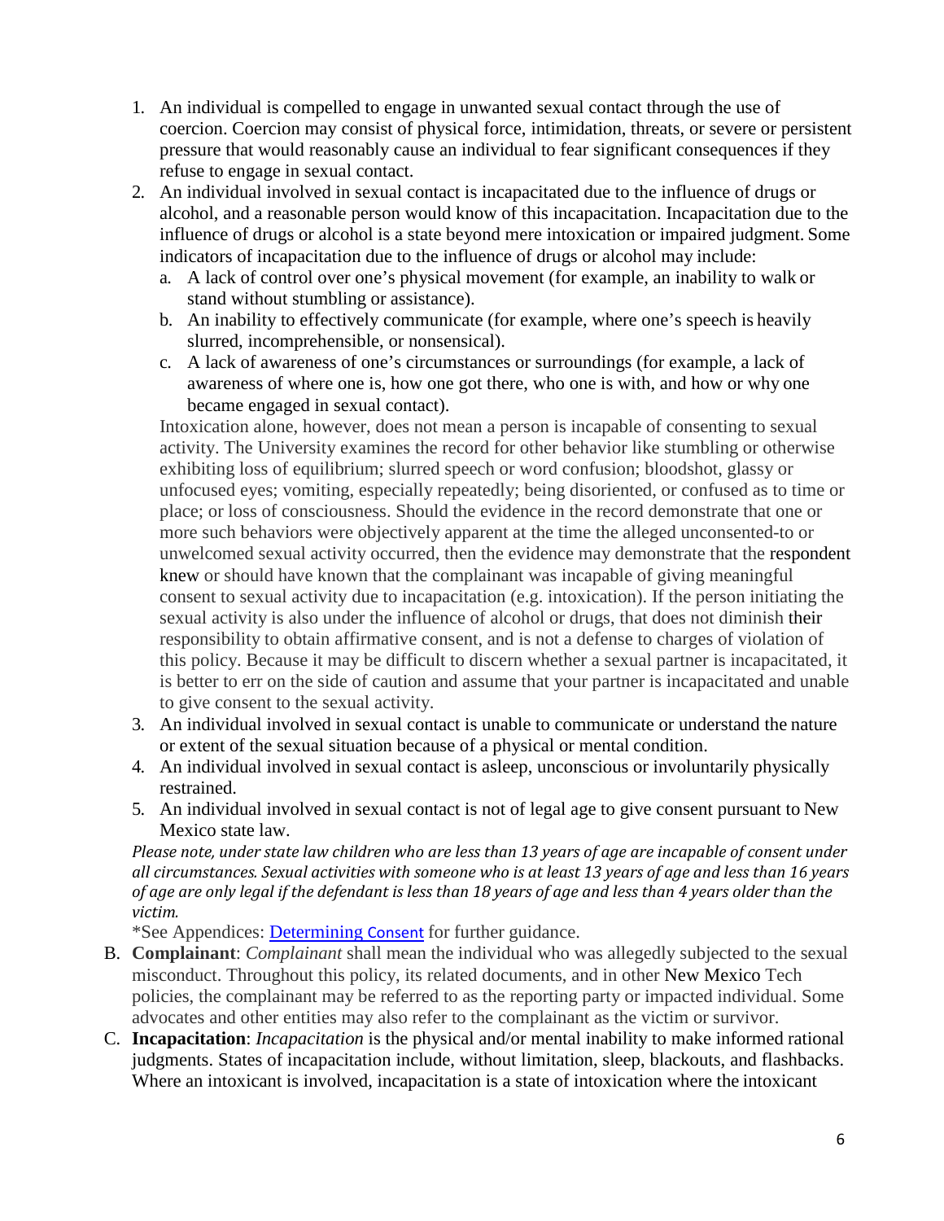1. An individual is compelled to engage in unwanted sexual contact through the use of coercion. Coercion may consist of physical force, intimidation, threats, or severe or persistent pressure that would reasonably cause an individual to fear significant consequences if they refuse to engage in sexual contact.
2. An individual involved in sexual contact is incapacitated due to the influence of drugs or alcohol, and a reasonable person would know of this incapacitation. Incapacitation due to the influence of drugs or alcohol is a state beyond mere intoxication or impaired judgment. Some indicators of incapacitation due to the influence of drugs or alcohol may include:
   a. A lack of control over one's physical movement (for example, an inability to walk or stand without stumbling or assistance).
   b. An inability to effectively communicate (for example, where one's speech is heavily slurred, incomprehensible, or nonsensical).
   c. A lack of awareness of one's circumstances or surroundings (for example, a lack of awareness of where one is, how one got there, who one is with, and how or why one became engaged in sexual contact).

   Intoxication alone, however, does not mean a person is incapable of consenting to sexual activity. The University examines the record for other behavior like stumbling or otherwise exhibiting loss of equilibrium; slurred speech or word confusion; bloodshot, glassy or unfocused eyes; vomiting, especially repeatedly; being disoriented, or confused as to time or place; or loss of consciousness. Should the evidence in the record demonstrate that one or more such behaviors were objectively apparent at the time the alleged unconsented-to or unwelcomed sexual activity occurred, then the evidence may demonstrate that the respondent knew or should have known that the complainant was incapable of giving meaningful consent to sexual activity due to incapacitation (e.g. intoxication). If the person initiating the sexual activity is also under the influence of alcohol or drugs, that does not diminish their responsibility to obtain affirmative consent, and is not a defense to charges of violation of this policy. Because it may be difficult to discern whether a sexual partner is incapacitated, it is better to err on the side of caution and assume that your partner is incapacitated and unable to give consent to the sexual activity.
3. An individual involved in sexual contact is unable to communicate or understand the nature or extent of the sexual situation because of a physical or mental condition.
4. An individual involved in sexual contact is asleep, unconscious or involuntarily physically restrained.
5. An individual involved in sexual contact is not of legal age to give consent pursuant to New Mexico state law.

*Please note, under state law children who are less than 13 years of age are incapable of consent under all circumstances. Sexual activities with someone who is at least 13 years of age and less than 16 years of age are only legal if the defendant is less than 18 years of age and less than 4 years older than the victim.*

*See Appendices: Determining Consent for further guidance.

B. **Complainant**: *Complainant* shall mean the individual who was allegedly subjected to the sexual misconduct. Throughout this policy, its related documents, and in other New Mexico Tech policies, the complainant may be referred to as the reporting party or impacted individual. Some advocates and other entities may also refer to the complainant as the victim or survivor.

C. **Incapacitation**: *Incapacitation* is the physical and/or mental inability to make informed rational judgments. States of incapacitation include, without limitation, sleep, blackouts, and flashbacks. Where an intoxicant is involved, incapacitation is a state of intoxication where the intoxicant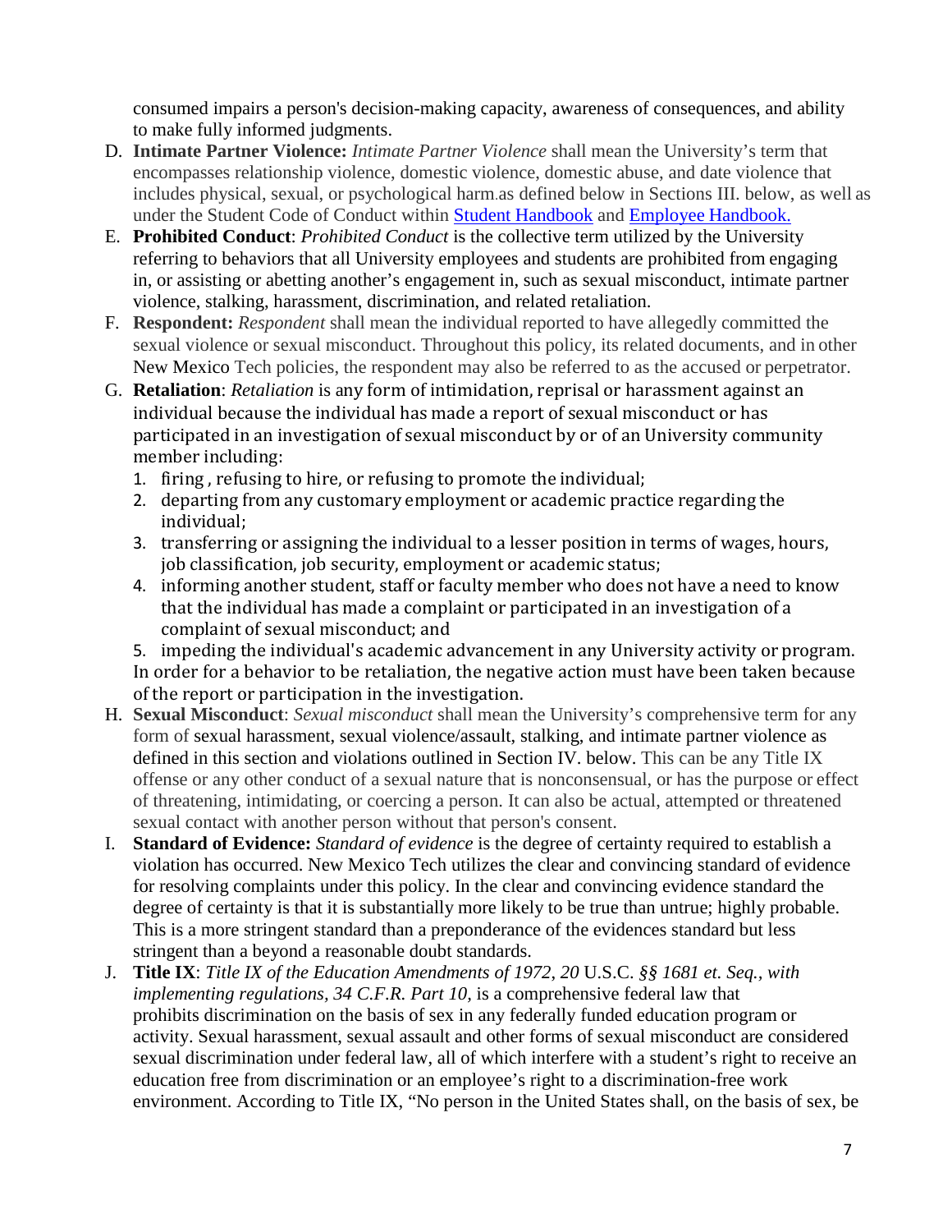consumed impairs a person's decision-making capacity, awareness of consequences, and ability to make fully informed judgments.

D. **Intimate Partner Violence:** *Intimate Partner Violence* shall mean the University's term that encompasses relationship violence, domestic violence, domestic abuse, and date violence that includes physical, sexual, or psychological harm.as defined below in Sections III. below, as well as under the Student Code of Conduct within [Student Handbook] and [Employee Handbook.]

E. **Prohibited Conduct**: *Prohibited Conduct* is the collective term utilized by the University referring to behaviors that all University employees and students are prohibited from engaging in, or assisting or abetting another's engagement in, such as sexual misconduct, intimate partner violence, stalking, harassment, discrimination, and related retaliation.

F. **Respondent:** *Respondent* shall mean the individual reported to have allegedly committed the sexual violence or sexual misconduct. Throughout this policy, its related documents, and in other New Mexico Tech policies, the respondent may also be referred to as the accused or perpetrator.

G. **Retaliation**: *Retaliation* is any form of intimidation, reprisal or harassment against an individual because the individual has made a report of sexual misconduct or has participated in an investigation of sexual misconduct by or of an University community member including:
   1. firing , refusing to hire, or refusing to promote the individual;
   2. departing from any customary employment or academic practice regarding the individual;
   3. transferring or assigning the individual to a lesser position in terms of wages, hours, job classification, job security, employment or academic status;
   4. informing another student, staff or faculty member who does not have a need to know that the individual has made a complaint or participated in an investigation of a complaint of sexual misconduct; and
   5. impeding the individual's academic advancement in any University activity or program.

   In order for a behavior to be retaliation, the negative action must have been taken because of the report or participation in the investigation.

H. **Sexual Misconduct**: *Sexual misconduct* shall mean the University's comprehensive term for any form of sexual harassment, sexual violence/assault, stalking, and intimate partner violence as defined in this section and violations outlined in Section IV. below. This can be any Title IX offense or any other conduct of a sexual nature that is nonconsensual, or has the purpose or effect of threatening, intimidating, or coercing a person. It can also be actual, attempted or threatened sexual contact with another person without that person's consent.

I. **Standard of Evidence:** *Standard of evidence* is the degree of certainty required to establish a violation has occurred. New Mexico Tech utilizes the clear and convincing standard of evidence for resolving complaints under this policy. In the clear and convincing evidence standard the degree of certainty is that it is substantially more likely to be true than untrue; highly probable. This is a more stringent standard than a preponderance of the evidences standard but less stringent than a beyond a reasonable doubt standards.

J. **Title IX**: *Title IX of the Education Amendments of 1972, 20* U.S.C. *§§ 1681 et. Seq., with implementing regulations, 34 C.F.R. Part 10*, is a comprehensive federal law that prohibits discrimination on the basis of sex in any federally funded education program or activity. Sexual harassment, sexual assault and other forms of sexual misconduct are considered sexual discrimination under federal law, all of which interfere with a student's right to receive an education free from discrimination or an employee's right to a discrimination-free work environment. According to Title IX, "No person in the United States shall, on the basis of sex, be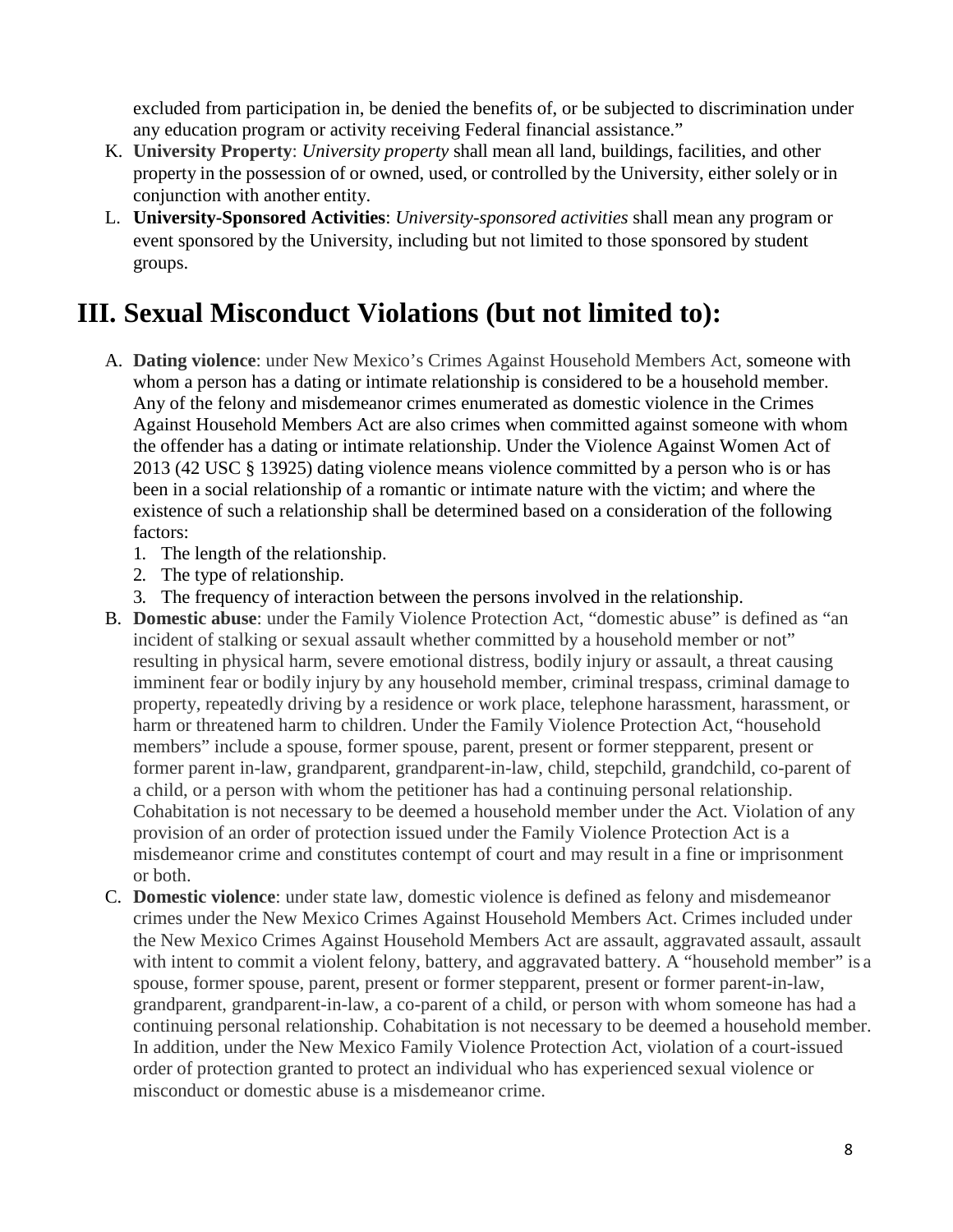excluded from participation in, be denied the benefits of, or be subjected to discrimination under any education program or activity receiving Federal financial assistance."

K. **University Property**: *University property* shall mean all land, buildings, facilities, and other property in the possession of or owned, used, or controlled by the University, either solely or in conjunction with another entity.

L. **University-Sponsored Activities**: *University-sponsored activities* shall mean any program or event sponsored by the University, including but not limited to those sponsored by student groups.

# III. Sexual Misconduct Violations (but not limited to):

A. **Dating violence**: under New Mexico's Crimes Against Household Members Act, someone with whom a person has a dating or intimate relationship is considered to be a household member. Any of the felony and misdemeanor crimes enumerated as domestic violence in the Crimes Against Household Members Act are also crimes when committed against someone with whom the offender has a dating or intimate relationship. Under the Violence Against Women Act of 2013 (42 USC § 13925) dating violence means violence committed by a person who is or has been in a social relationship of a romantic or intimate nature with the victim; and where the existence of such a relationship shall be determined based on a consideration of the following factors:
   1. The length of the relationship.
   2. The type of relationship.
   3. The frequency of interaction between the persons involved in the relationship.

B. **Domestic abuse**: under the Family Violence Protection Act, "domestic abuse" is defined as "an incident of stalking or sexual assault whether committed by a household member or not" resulting in physical harm, severe emotional distress, bodily injury or assault, a threat causing imminent fear or bodily injury by any household member, criminal trespass, criminal damage to property, repeatedly driving by a residence or work place, telephone harassment, harassment, or harm or threatened harm to children. Under the Family Violence Protection Act, "household members" include a spouse, former spouse, parent, present or former stepparent, present or former parent in-law, grandparent, grandparent-in-law, child, stepchild, grandchild, co-parent of a child, or a person with whom the petitioner has had a continuing personal relationship. Cohabitation is not necessary to be deemed a household member under the Act. Violation of any provision of an order of protection issued under the Family Violence Protection Act is a misdemeanor crime and constitutes contempt of court and may result in a fine or imprisonment or both.

C. **Domestic violence**: under state law, domestic violence is defined as felony and misdemeanor crimes under the New Mexico Crimes Against Household Members Act. Crimes included under the New Mexico Crimes Against Household Members Act are assault, aggravated assault, assault with intent to commit a violent felony, battery, and aggravated battery. A "household member" is a spouse, former spouse, parent, present or former stepparent, present or former parent-in-law, grandparent, grandparent-in-law, a co-parent of a child, or person with whom someone has had a continuing personal relationship. Cohabitation is not necessary to be deemed a household member. In addition, under the New Mexico Family Violence Protection Act, violation of a court-issued order of protection granted to protect an individual who has experienced sexual violence or misconduct or domestic abuse is a misdemeanor crime.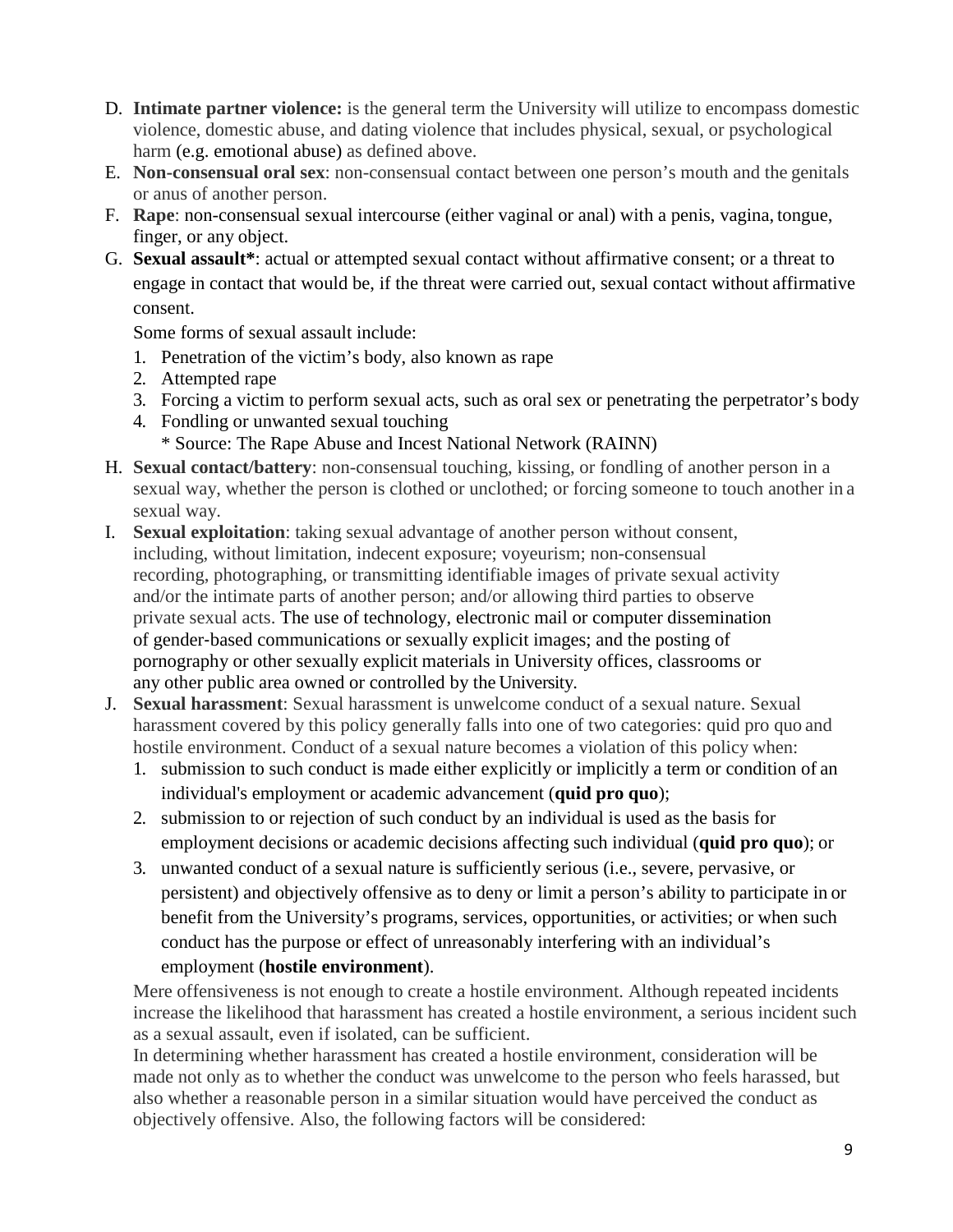D. **Intimate partner violence:** is the general term the University will utilize to encompass domestic violence, domestic abuse, and dating violence that includes physical, sexual, or psychological harm (e.g. emotional abuse) as defined above.

E. **Non-consensual oral sex**: non-consensual contact between one person's mouth and the genitals or anus of another person.

F. **Rape**: non-consensual sexual intercourse (either vaginal or anal) with a penis, vagina, tongue, finger, or any object.

G. **Sexual assault***: actual or attempted sexual contact without affirmative consent; or a threat to engage in contact that would be, if the threat were carried out, sexual contact without affirmative consent.

   Some forms of sexual assault include:

   1. Penetration of the victim's body, also known as rape
   2. Attempted rape
   3. Forcing a victim to perform sexual acts, such as oral sex or penetrating the perpetrator's body
   4. Fondling or unwanted sexual touching

   \* Source: The Rape Abuse and Incest National Network (RAINN)

H. **Sexual contact/battery**: non-consensual touching, kissing, or fondling of another person in a sexual way, whether the person is clothed or unclothed; or forcing someone to touch another in a sexual way.

I. **Sexual exploitation**: taking sexual advantage of another person without consent, including, without limitation, indecent exposure; voyeurism; non-consensual recording, photographing, or transmitting identifiable images of private sexual activity and/or the intimate parts of another person; and/or allowing third parties to observe private sexual acts. The use of technology, electronic mail or computer dissemination of gender-based communications or sexually explicit images; and the posting of pornography or other sexually explicit materials in University offices, classrooms or any other public area owned or controlled by the University.

J. **Sexual harassment**: Sexual harassment is unwelcome conduct of a sexual nature. Sexual harassment covered by this policy generally falls into one of two categories: quid pro quo and hostile environment. Conduct of a sexual nature becomes a violation of this policy when:

   1. submission to such conduct is made either explicitly or implicitly a term or condition of an individual's employment or academic advancement (**quid pro quo**);
   2. submission to or rejection of such conduct by an individual is used as the basis for employment decisions or academic decisions affecting such individual (**quid pro quo**); or
   3. unwanted conduct of a sexual nature is sufficiently serious (i.e., severe, pervasive, or persistent) and objectively offensive as to deny or limit a person's ability to participate in or benefit from the University's programs, services, opportunities, or activities; or when such conduct has the purpose or effect of unreasonably interfering with an individual's employment (**hostile environment**).

   Mere offensiveness is not enough to create a hostile environment. Although repeated incidents increase the likelihood that harassment has created a hostile environment, a serious incident such as a sexual assault, even if isolated, can be sufficient.

   In determining whether harassment has created a hostile environment, consideration will be made not only as to whether the conduct was unwelcome to the person who feels harassed, but also whether a reasonable person in a similar situation would have perceived the conduct as objectively offensive. Also, the following factors will be considered: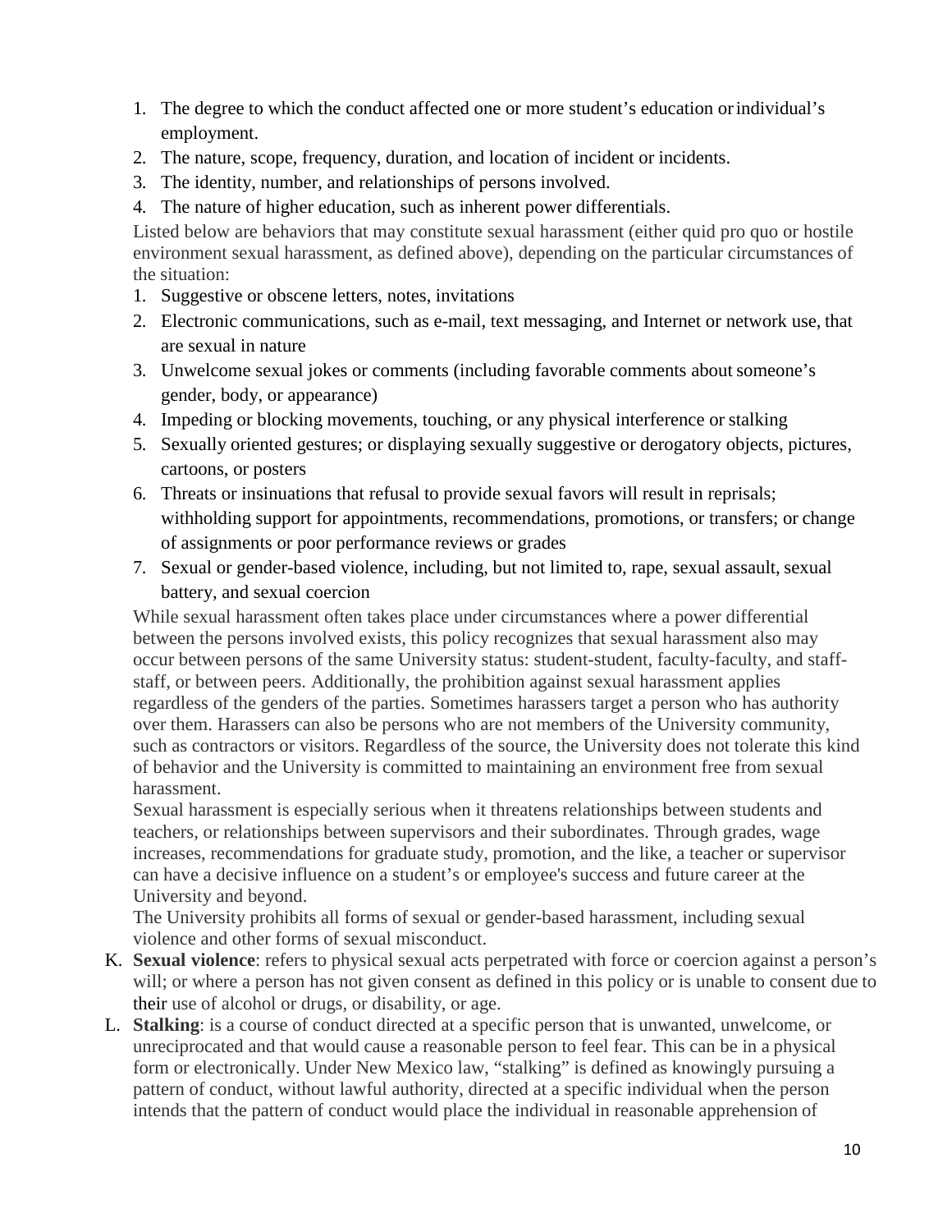1. The degree to which the conduct affected one or more student's education or individual's employment.
2. The nature, scope, frequency, duration, and location of incident or incidents.
3. The identity, number, and relationships of persons involved.
4. The nature of higher education, such as inherent power differentials.

Listed below are behaviors that may constitute sexual harassment (either quid pro quo or hostile environment sexual harassment, as defined above), depending on the particular circumstances of the situation:

1. Suggestive or obscene letters, notes, invitations
2. Electronic communications, such as e-mail, text messaging, and Internet or network use, that are sexual in nature
3. Unwelcome sexual jokes or comments (including favorable comments about someone's gender, body, or appearance)
4. Impeding or blocking movements, touching, or any physical interference or stalking
5. Sexually oriented gestures; or displaying sexually suggestive or derogatory objects, pictures, cartoons, or posters
6. Threats or insinuations that refusal to provide sexual favors will result in reprisals; withholding support for appointments, recommendations, promotions, or transfers; or change of assignments or poor performance reviews or grades
7. Sexual or gender-based violence, including, but not limited to, rape, sexual assault, sexual battery, and sexual coercion

While sexual harassment often takes place under circumstances where a power differential between the persons involved exists, this policy recognizes that sexual harassment also may occur between persons of the same University status: student-student, faculty-faculty, and staff-staff, or between peers. Additionally, the prohibition against sexual harassment applies regardless of the genders of the parties. Sometimes harassers target a person who has authority over them. Harassers can also be persons who are not members of the University community, such as contractors or visitors. Regardless of the source, the University does not tolerate this kind of behavior and the University is committed to maintaining an environment free from sexual harassment.

Sexual harassment is especially serious when it threatens relationships between students and teachers, or relationships between supervisors and their subordinates. Through grades, wage increases, recommendations for graduate study, promotion, and the like, a teacher or supervisor can have a decisive influence on a student's or employee's success and future career at the University and beyond.

The University prohibits all forms of sexual or gender-based harassment, including sexual violence and other forms of sexual misconduct.

K. **Sexual violence**: refers to physical sexual acts perpetrated with force or coercion against a person's will; or where a person has not given consent as defined in this policy or is unable to consent due to their use of alcohol or drugs, or disability, or age.

L. **Stalking**: is a course of conduct directed at a specific person that is unwanted, unwelcome, or unreciprocated and that would cause a reasonable person to feel fear. This can be in a physical form or electronically. Under New Mexico law, "stalking" is defined as knowingly pursuing a pattern of conduct, without lawful authority, directed at a specific individual when the person intends that the pattern of conduct would place the individual in reasonable apprehension of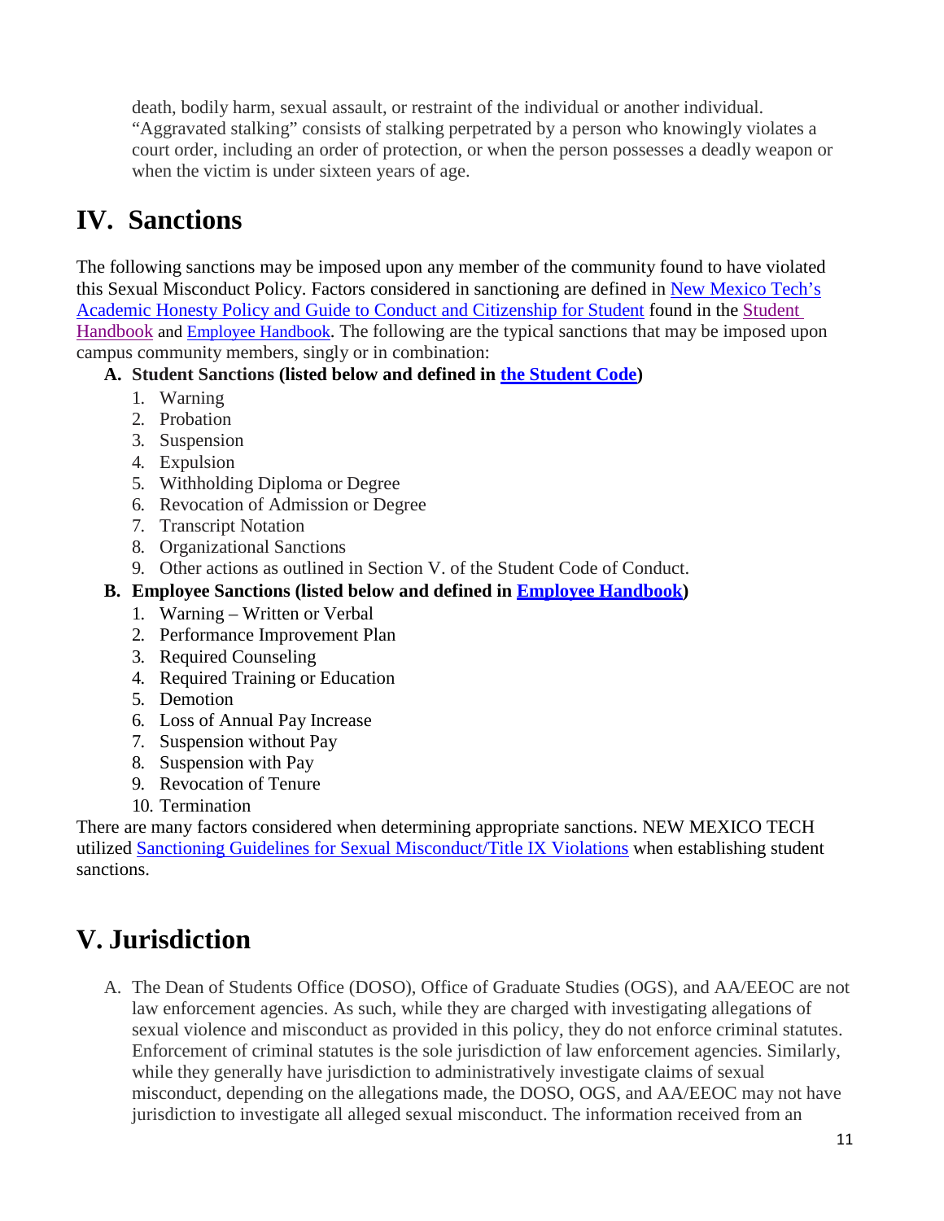death, bodily harm, sexual assault, or restraint of the individual or another individual. "Aggravated stalking" consists of stalking perpetrated by a person who knowingly violates a court order, including an order of protection, or when the person possesses a deadly weapon or when the victim is under sixteen years of age.

# IV. Sanctions

The following sanctions may be imposed upon any member of the community found to have violated this Sexual Misconduct Policy. Factors considered in sanctioning are defined in New Mexico Tech's Academic Honesty Policy and Guide to Conduct and Citizenship for Student found in the Student Handbook and Employee Handbook. The following are the typical sanctions that may be imposed upon campus community members, singly or in combination:

**A. Student Sanctions (listed below and defined in the Student Code)**

1. Warning
2. Probation
3. Suspension
4. Expulsion
5. Withholding Diploma or Degree
6. Revocation of Admission or Degree
7. Transcript Notation
8. Organizational Sanctions
9. Other actions as outlined in Section V. of the Student Code of Conduct.

**B. Employee Sanctions (listed below and defined in Employee Handbook)**

1. Warning – Written or Verbal
2. Performance Improvement Plan
3. Required Counseling
4. Required Training or Education
5. Demotion
6. Loss of Annual Pay Increase
7. Suspension without Pay
8. Suspension with Pay
9. Revocation of Tenure
10. Termination

There are many factors considered when determining appropriate sanctions. NEW MEXICO TECH utilized Sanctioning Guidelines for Sexual Misconduct/Title IX Violations when establishing student sanctions.

# V. Jurisdiction

A. The Dean of Students Office (DOSO), Office of Graduate Studies (OGS), and AA/EEOC are not law enforcement agencies. As such, while they are charged with investigating allegations of sexual violence and misconduct as provided in this policy, they do not enforce criminal statutes. Enforcement of criminal statutes is the sole jurisdiction of law enforcement agencies. Similarly, while they generally have jurisdiction to administratively investigate claims of sexual misconduct, depending on the allegations made, the DOSO, OGS, and AA/EEOC may not have jurisdiction to investigate all alleged sexual misconduct. The information received from an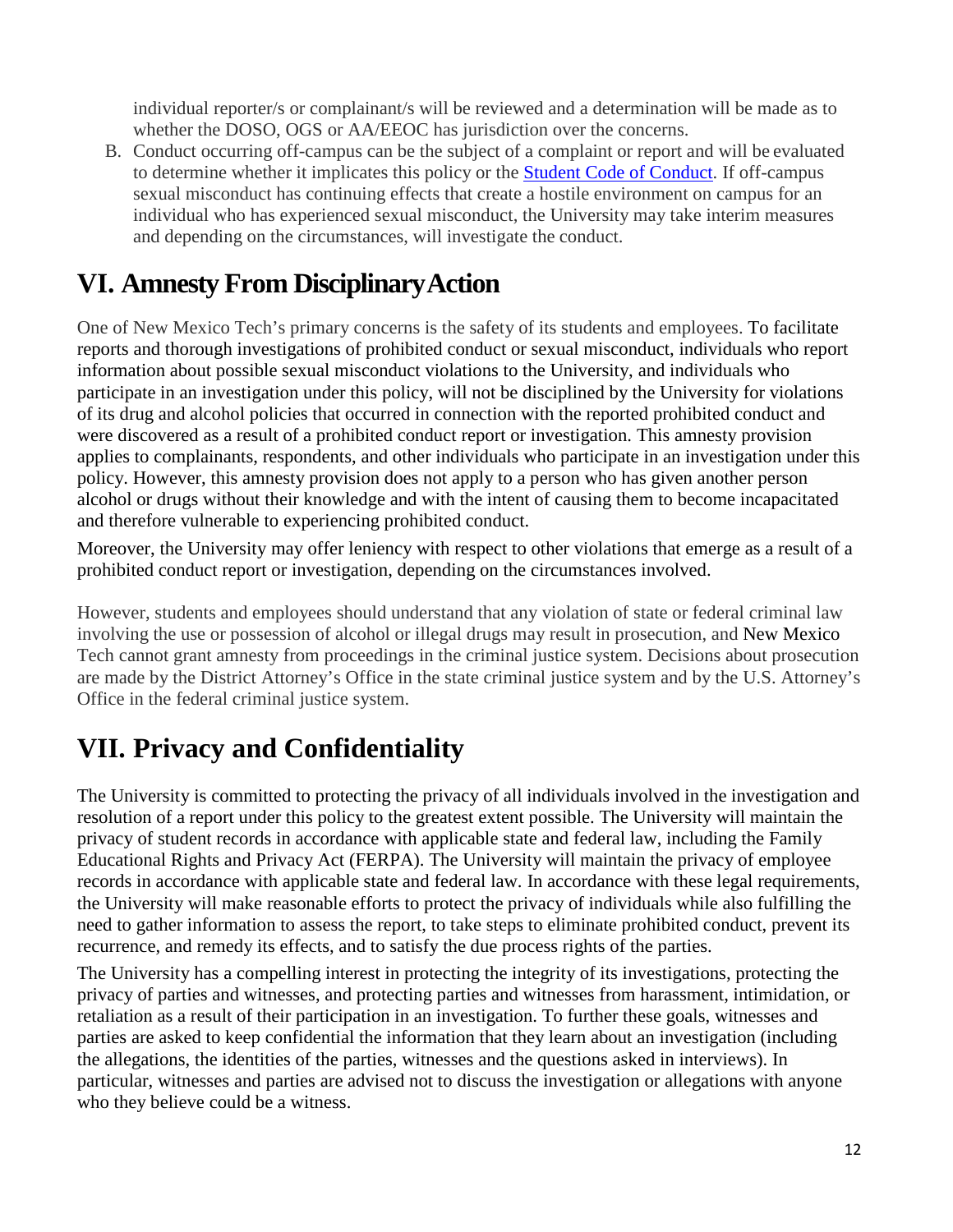individual reporter/s or complainant/s will be reviewed and a determination will be made as to whether the DOSO, OGS or AA/EEOC has jurisdiction over the concerns.

B. Conduct occurring off-campus can be the subject of a complaint or report and will be evaluated to determine whether it implicates this policy or the [Student Code of Conduct](). If off-campus sexual misconduct has continuing effects that create a hostile environment on campus for an individual who has experienced sexual misconduct, the University may take interim measures and depending on the circumstances, will investigate the conduct.

## VI. Amnesty From Disciplinary Action

One of New Mexico Tech's primary concerns is the safety of its students and employees. To facilitate reports and thorough investigations of prohibited conduct or sexual misconduct, individuals who report information about possible sexual misconduct violations to the University, and individuals who participate in an investigation under this policy, will not be disciplined by the University for violations of its drug and alcohol policies that occurred in connection with the reported prohibited conduct and were discovered as a result of a prohibited conduct report or investigation. This amnesty provision applies to complainants, respondents, and other individuals who participate in an investigation under this policy. However, this amnesty provision does not apply to a person who has given another person alcohol or drugs without their knowledge and with the intent of causing them to become incapacitated and therefore vulnerable to experiencing prohibited conduct.

Moreover, the University may offer leniency with respect to other violations that emerge as a result of a prohibited conduct report or investigation, depending on the circumstances involved.

However, students and employees should understand that any violation of state or federal criminal law involving the use or possession of alcohol or illegal drugs may result in prosecution, and New Mexico Tech cannot grant amnesty from proceedings in the criminal justice system. Decisions about prosecution are made by the District Attorney's Office in the state criminal justice system and by the U.S. Attorney's Office in the federal criminal justice system.

## VII. Privacy and Confidentiality

The University is committed to protecting the privacy of all individuals involved in the investigation and resolution of a report under this policy to the greatest extent possible. The University will maintain the privacy of student records in accordance with applicable state and federal law, including the Family Educational Rights and Privacy Act (FERPA). The University will maintain the privacy of employee records in accordance with applicable state and federal law. In accordance with these legal requirements, the University will make reasonable efforts to protect the privacy of individuals while also fulfilling the need to gather information to assess the report, to take steps to eliminate prohibited conduct, prevent its recurrence, and remedy its effects, and to satisfy the due process rights of the parties.

The University has a compelling interest in protecting the integrity of its investigations, protecting the privacy of parties and witnesses, and protecting parties and witnesses from harassment, intimidation, or retaliation as a result of their participation in an investigation. To further these goals, witnesses and parties are asked to keep confidential the information that they learn about an investigation (including the allegations, the identities of the parties, witnesses and the questions asked in interviews). In particular, witnesses and parties are advised not to discuss the investigation or allegations with anyone who they believe could be a witness.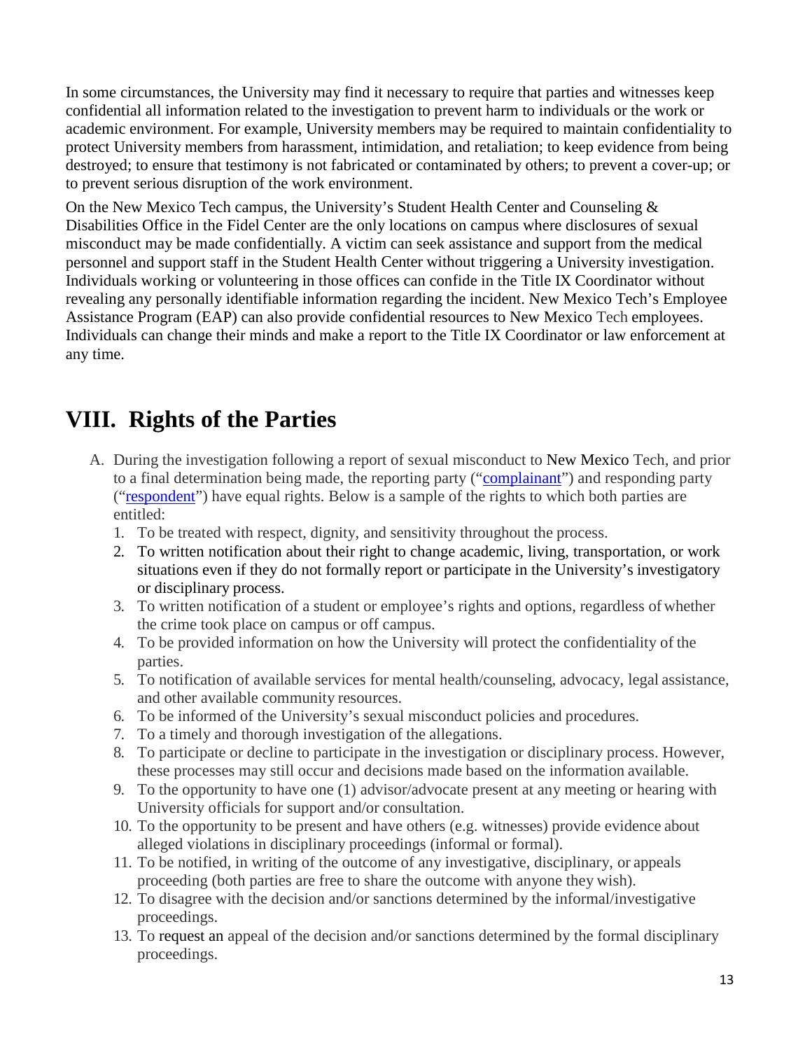In some circumstances, the University may find it necessary to require that parties and witnesses keep confidential all information related to the investigation to prevent harm to individuals or the work or academic environment. For example, University members may be required to maintain confidentiality to protect University members from harassment, intimidation, and retaliation; to keep evidence from being destroyed; to ensure that testimony is not fabricated or contaminated by others; to prevent a cover-up; or to prevent serious disruption of the work environment.

On the New Mexico Tech campus, the University's Student Health Center and Counseling & Disabilities Office in the Fidel Center are the only locations on campus where disclosures of sexual misconduct may be made confidentially. A victim can seek assistance and support from the medical personnel and support staff in the Student Health Center without triggering a University investigation. Individuals working or volunteering in those offices can confide in the Title IX Coordinator without revealing any personally identifiable information regarding the incident. New Mexico Tech's Employee Assistance Program (EAP) can also provide confidential resources to New Mexico Tech employees. Individuals can change their minds and make a report to the Title IX Coordinator or law enforcement at any time.

# VIII. Rights of the Parties

A. During the investigation following a report of sexual misconduct to New Mexico Tech, and prior to a final determination being made, the reporting party ("complainant") and responding party ("respondent") have equal rights. Below is a sample of the rights to which both parties are entitled:
   1. To be treated with respect, dignity, and sensitivity throughout the process.
   2. To written notification about their right to change academic, living, transportation, or work situations even if they do not formally report or participate in the University's investigatory or disciplinary process.
   3. To written notification of a student or employee's rights and options, regardless of whether the crime took place on campus or off campus.
   4. To be provided information on how the University will protect the confidentiality of the parties.
   5. To notification of available services for mental health/counseling, advocacy, legal assistance, and other available community resources.
   6. To be informed of the University's sexual misconduct policies and procedures.
   7. To a timely and thorough investigation of the allegations.
   8. To participate or decline to participate in the investigation or disciplinary process. However, these processes may still occur and decisions made based on the information available.
   9. To the opportunity to have one (1) advisor/advocate present at any meeting or hearing with University officials for support and/or consultation.
   10. To the opportunity to be present and have others (e.g. witnesses) provide evidence about alleged violations in disciplinary proceedings (informal or formal).
   11. To be notified, in writing of the outcome of any investigative, disciplinary, or appeals proceeding (both parties are free to share the outcome with anyone they wish).
   12. To disagree with the decision and/or sanctions determined by the informal/investigative proceedings.
   13. To request an appeal of the decision and/or sanctions determined by the formal disciplinary proceedings.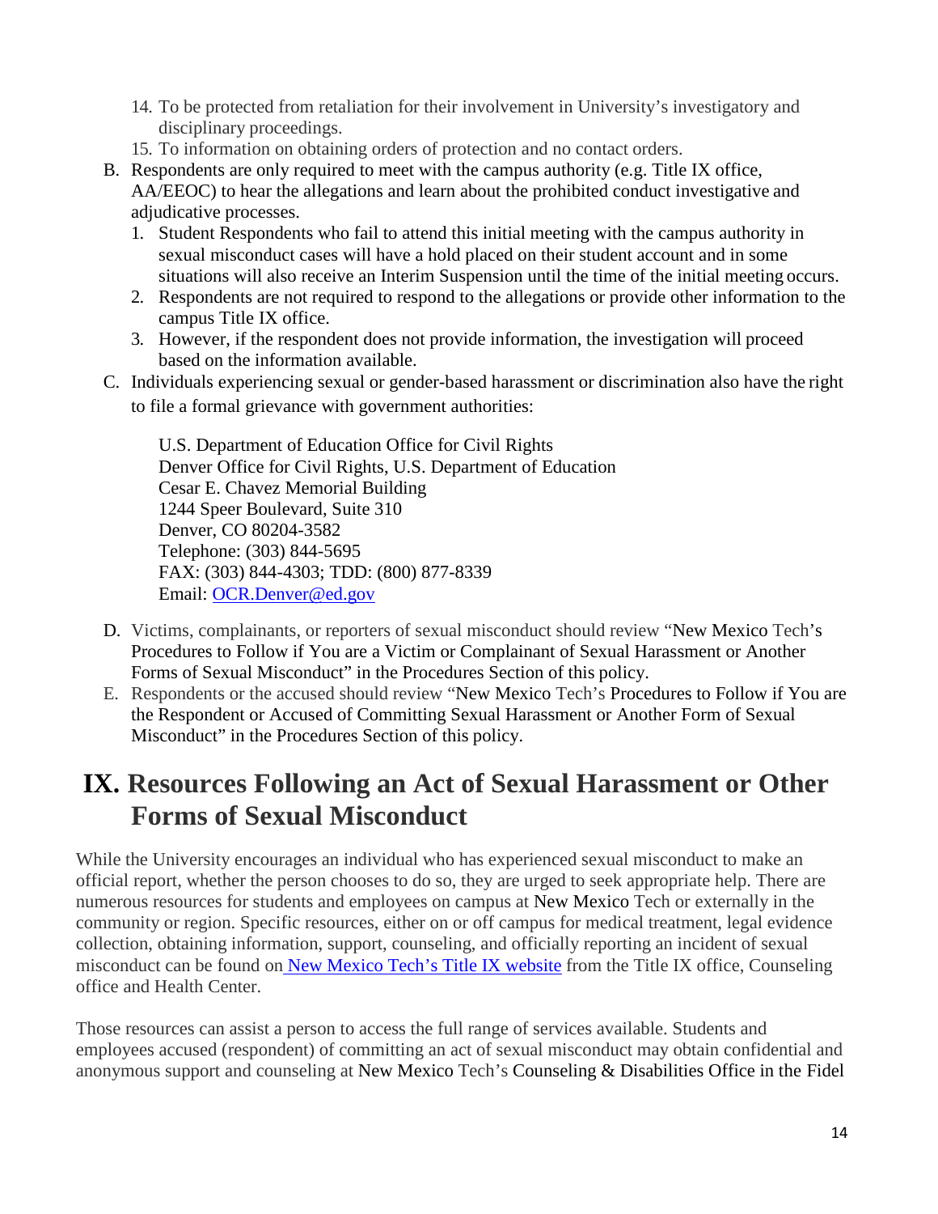14. To be protected from retaliation for their involvement in University's investigatory and disciplinary proceedings.
15. To information on obtaining orders of protection and no contact orders.

B. Respondents are only required to meet with the campus authority (e.g. Title IX office, AA/EEOC) to hear the allegations and learn about the prohibited conduct investigative and adjudicative processes.
   1. Student Respondents who fail to attend this initial meeting with the campus authority in sexual misconduct cases will have a hold placed on their student account and in some situations will also receive an Interim Suspension until the time of the initial meeting occurs.
   2. Respondents are not required to respond to the allegations or provide other information to the campus Title IX office.
   3. However, if the respondent does not provide information, the investigation will proceed based on the information available.

C. Individuals experiencing sexual or gender-based harassment or discrimination also have the right to file a formal grievance with government authorities:

   U.S. Department of Education Office for Civil Rights
   Denver Office for Civil Rights, U.S. Department of Education
   Cesar E. Chavez Memorial Building
   1244 Speer Boulevard, Suite 310
   Denver, CO 80204-3582
   Telephone: (303) 844-5695
   FAX: (303) 844-4303; TDD: (800) 877-8339
   Email: OCR.Denver@ed.gov

D. Victims, complainants, or reporters of sexual misconduct should review "New Mexico Tech's Procedures to Follow if You are a Victim or Complainant of Sexual Harassment or Another Forms of Sexual Misconduct" in the Procedures Section of this policy.

E. Respondents or the accused should review "New Mexico Tech's Procedures to Follow if You are the Respondent or Accused of Committing Sexual Harassment or Another Form of Sexual Misconduct" in the Procedures Section of this policy.

# IX. Resources Following an Act of Sexual Harassment or Other Forms of Sexual Misconduct

While the University encourages an individual who has experienced sexual misconduct to make an official report, whether the person chooses to do so, they are urged to seek appropriate help. There are numerous resources for students and employees on campus at New Mexico Tech or externally in the community or region. Specific resources, either on or off campus for medical treatment, legal evidence collection, obtaining information, support, counseling, and officially reporting an incident of sexual misconduct can be found on New Mexico Tech's Title IX website from the Title IX office, Counseling office and Health Center.

Those resources can assist a person to access the full range of services available. Students and employees accused (respondent) of committing an act of sexual misconduct may obtain confidential and anonymous support and counseling at New Mexico Tech's Counseling & Disabilities Office in the Fidel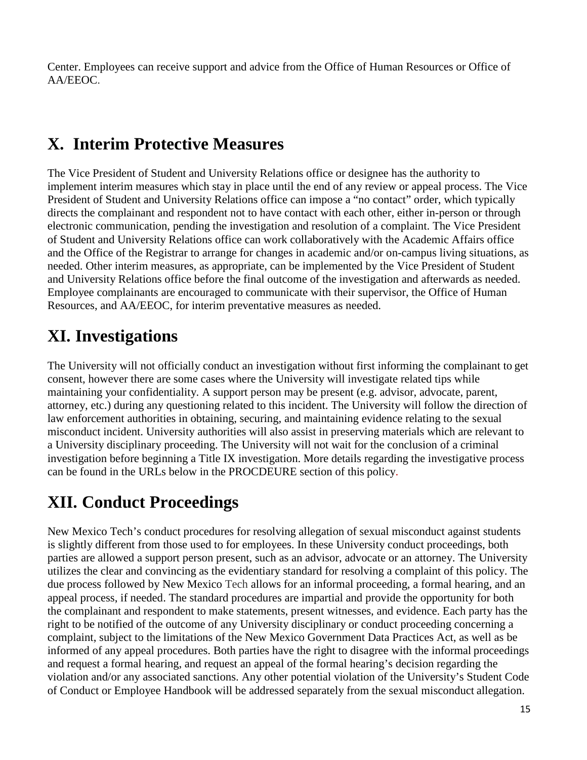Center. Employees can receive support and advice from the Office of Human Resources or Office of AA/EEOC.

## X. Interim Protective Measures

The Vice President of Student and University Relations office or designee has the authority to implement interim measures which stay in place until the end of any review or appeal process. The Vice President of Student and University Relations office can impose a "no contact" order, which typically directs the complainant and respondent not to have contact with each other, either in-person or through electronic communication, pending the investigation and resolution of a complaint. The Vice President of Student and University Relations office can work collaboratively with the Academic Affairs office and the Office of the Registrar to arrange for changes in academic and/or on-campus living situations, as needed. Other interim measures, as appropriate, can be implemented by the Vice President of Student and University Relations office before the final outcome of the investigation and afterwards as needed. Employee complainants are encouraged to communicate with their supervisor, the Office of Human Resources, and AA/EEOC, for interim preventative measures as needed.

## XI. Investigations

The University will not officially conduct an investigation without first informing the complainant to get consent, however there are some cases where the University will investigate related tips while maintaining your confidentiality. A support person may be present (e.g. advisor, advocate, parent, attorney, etc.) during any questioning related to this incident. The University will follow the direction of law enforcement authorities in obtaining, securing, and maintaining evidence relating to the sexual misconduct incident. University authorities will also assist in preserving materials which are relevant to a University disciplinary proceeding. The University will not wait for the conclusion of a criminal investigation before beginning a Title IX investigation. More details regarding the investigative process can be found in the URLs below in the PROCDEURE section of this policy.

## XII. Conduct Proceedings

New Mexico Tech's conduct procedures for resolving allegation of sexual misconduct against students is slightly different from those used to for employees. In these University conduct proceedings, both parties are allowed a support person present, such as an advisor, advocate or an attorney. The University utilizes the clear and convincing as the evidentiary standard for resolving a complaint of this policy. The due process followed by New Mexico Tech allows for an informal proceeding, a formal hearing, and an appeal process, if needed. The standard procedures are impartial and provide the opportunity for both the complainant and respondent to make statements, present witnesses, and evidence. Each party has the right to be notified of the outcome of any University disciplinary or conduct proceeding concerning a complaint, subject to the limitations of the New Mexico Government Data Practices Act, as well as be informed of any appeal procedures. Both parties have the right to disagree with the informal proceedings and request a formal hearing, and request an appeal of the formal hearing's decision regarding the violation and/or any associated sanctions. Any other potential violation of the University's Student Code of Conduct or Employee Handbook will be addressed separately from the sexual misconduct allegation.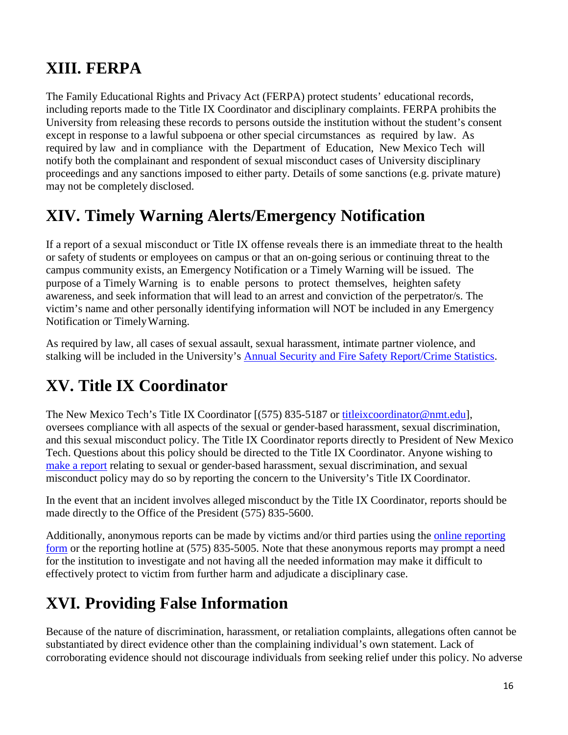## XIII. FERPA

The Family Educational Rights and Privacy Act (FERPA) protect students' educational records, including reports made to the Title IX Coordinator and disciplinary complaints. FERPA prohibits the University from releasing these records to persons outside the institution without the student's consent except in response to a lawful subpoena or other special circumstances as required by law. As required by law and in compliance with the Department of Education, New Mexico Tech will notify both the complainant and respondent of sexual misconduct cases of University disciplinary proceedings and any sanctions imposed to either party. Details of some sanctions (e.g. private mature) may not be completely disclosed.

## XIV. Timely Warning Alerts/Emergency Notification

If a report of a sexual misconduct or Title IX offense reveals there is an immediate threat to the health or safety of students or employees on campus or that an on-going serious or continuing threat to the campus community exists, an Emergency Notification or a Timely Warning will be issued. The purpose of a Timely Warning is to enable persons to protect themselves, heighten safety awareness, and seek information that will lead to an arrest and conviction of the perpetrator/s. The victim's name and other personally identifying information will NOT be included in any Emergency Notification or Timely Warning.

As required by law, all cases of sexual assault, sexual harassment, intimate partner violence, and stalking will be included in the University's Annual Security and Fire Safety Report/Crime Statistics.

## XV. Title IX Coordinator

The New Mexico Tech's Title IX Coordinator [(575) 835-5187 or titleixcoordinator@nmt.edu], oversees compliance with all aspects of the sexual or gender-based harassment, sexual discrimination, and this sexual misconduct policy. The Title IX Coordinator reports directly to President of New Mexico Tech. Questions about this policy should be directed to the Title IX Coordinator. Anyone wishing to make a report relating to sexual or gender-based harassment, sexual discrimination, and sexual misconduct policy may do so by reporting the concern to the University's Title IX Coordinator.

In the event that an incident involves alleged misconduct by the Title IX Coordinator, reports should be made directly to the Office of the President (575) 835-5600.

Additionally, anonymous reports can be made by victims and/or third parties using the online reporting form or the reporting hotline at (575) 835-5005. Note that these anonymous reports may prompt a need for the institution to investigate and not having all the needed information may make it difficult to effectively protect to victim from further harm and adjudicate a disciplinary case.

## XVI. Providing False Information

Because of the nature of discrimination, harassment, or retaliation complaints, allegations often cannot be substantiated by direct evidence other than the complaining individual's own statement. Lack of corroborating evidence should not discourage individuals from seeking relief under this policy. No adverse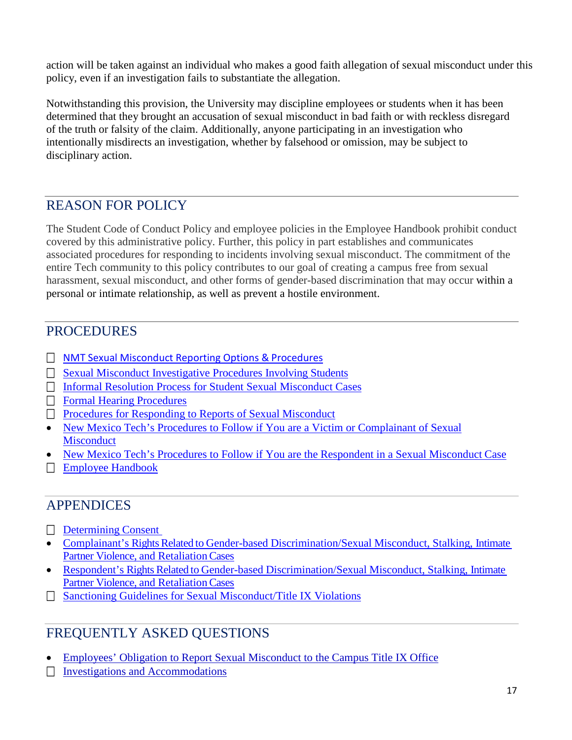action will be taken against an individual who makes a good faith allegation of sexual misconduct under this policy, even if an investigation fails to substantiate the allegation.

Notwithstanding this provision, the University may discipline employees or students when it has been determined that they brought an accusation of sexual misconduct in bad faith or with reckless disregard of the truth or falsity of the claim. Additionally, anyone participating in an investigation who intentionally misdirects an investigation, whether by falsehood or omission, may be subject to disciplinary action.

## REASON FOR POLICY

The Student Code of Conduct Policy and employee policies in the Employee Handbook prohibit conduct covered by this administrative policy. Further, this policy in part establishes and communicates associated procedures for responding to incidents involving sexual misconduct. The commitment of the entire Tech community to this policy contributes to our goal of creating a campus free from sexual harassment, sexual misconduct, and other forms of gender-based discrimination that may occur within a personal or intimate relationship, as well as prevent a hostile environment.

## PROCEDURES

- NMT Sexual Misconduct Reporting Options & Procedures
- Sexual Misconduct Investigative Procedures Involving Students
- Informal Resolution Process for Student Sexual Misconduct Cases
- Formal Hearing Procedures
- Procedures for Responding to Reports of Sexual Misconduct
- New Mexico Tech's Procedures to Follow if You are a Victim or Complainant of Sexual Misconduct
- New Mexico Tech's Procedures to Follow if You are the Respondent in a Sexual Misconduct Case
- Employee Handbook

## APPENDICES

- Determining Consent
- Complainant's Rights Related to Gender-based Discrimination/Sexual Misconduct, Stalking, Intimate Partner Violence, and Retaliation Cases
- Respondent's Rights Related to Gender-based Discrimination/Sexual Misconduct, Stalking, Intimate Partner Violence, and Retaliation Cases
- Sanctioning Guidelines for Sexual Misconduct/Title IX Violations

## FREQUENTLY ASKED QUESTIONS

- Employees' Obligation to Report Sexual Misconduct to the Campus Title IX Office
- Investigations and Accommodations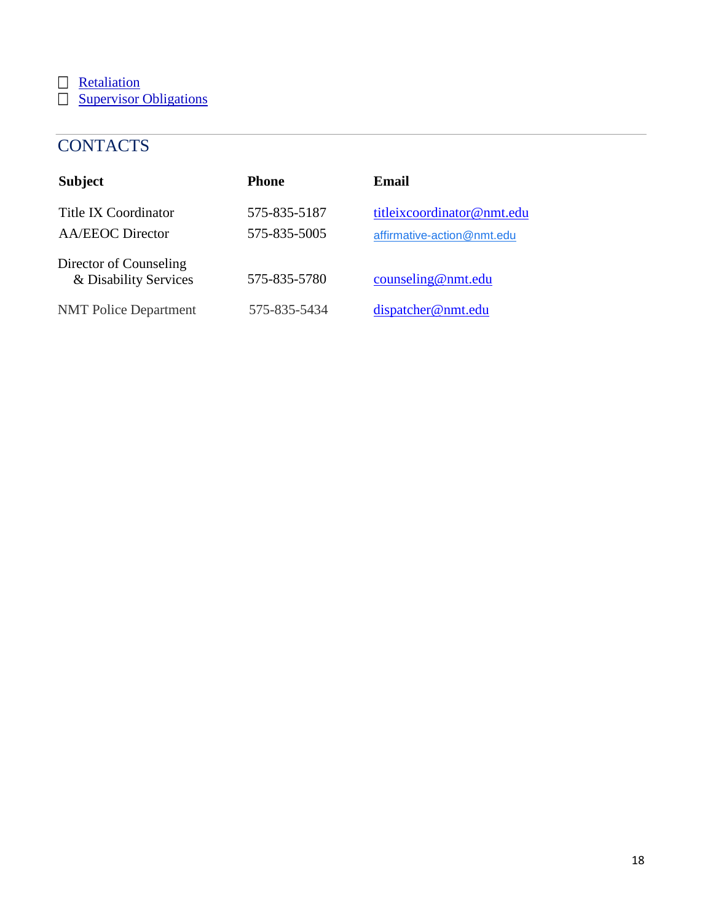- ☐ Retaliation
- ☐ Supervisor Obligations

## CONTACTS

| Subject | Phone | Email |
|---|---|---|
| Title IX Coordinator | 575-835-5187 | titleixcoordinator@nmt.edu |
| AA/EEOC Director | 575-835-5005 | affirmative-action@nmt.edu |
| Director of Counseling & Disability Services | 575-835-5780 | counseling@nmt.edu |
| NMT Police Department | 575-835-5434 | dispatcher@nmt.edu |